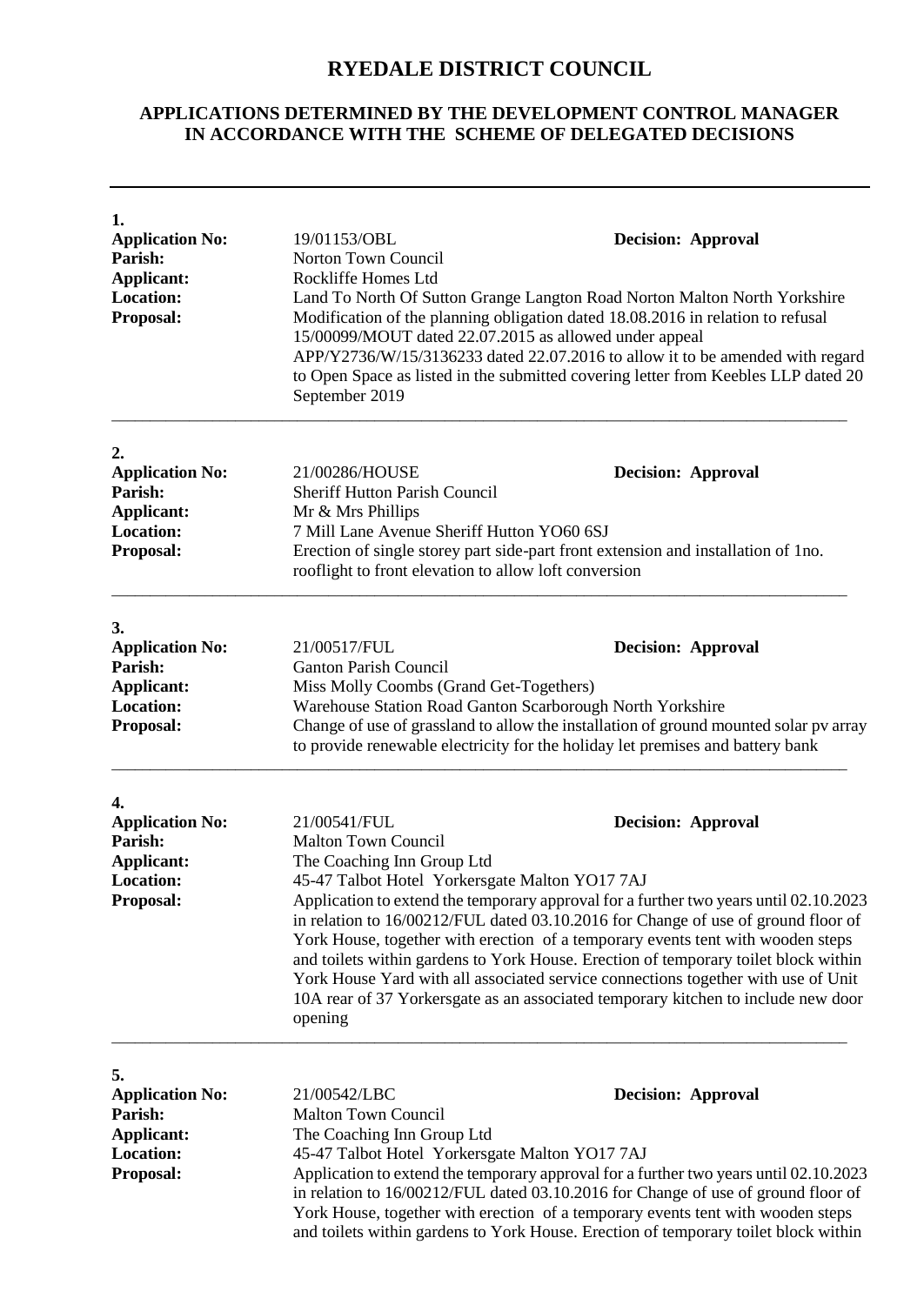# RYEDALE DISTRICT COUNCIL

## APPLICATIONS DETERMINED BY THE DEVELOPMENT CONTROL MANAGER IN ACCORDANCE WITH THE SCHEME OF DELEGATED DECISIONS

---

**1.**

**Application No:** 19/01153/OBL **Decision: Approval**
**Parish:** Norton Town Council
**Applicant:** Rockliffe Homes Ltd
**Location:** Land To North Of Sutton Grange Langton Road Norton Malton North Yorkshire
**Proposal:** Modification of the planning obligation dated 18.08.2016 in relation to refusal 15/00099/MOUT dated 22.07.2015 as allowed under appeal APP/Y2736/W/15/3136233 dated 22.07.2016 to allow it to be amended with regard to Open Space as listed in the submitted covering letter from Keebles LLP dated 20 September 2019

---

**2.**

**Application No:** 21/00286/HOUSE **Decision: Approval**
**Parish:** Sheriff Hutton Parish Council
**Applicant:** Mr & Mrs Phillips
**Location:** 7 Mill Lane Avenue Sheriff Hutton YO60 6SJ
**Proposal:** Erection of single storey part side-part front extension and installation of 1no. rooflight to front elevation to allow loft conversion

---

**3.**

**Application No:** 21/00517/FUL **Decision: Approval**
**Parish:** Ganton Parish Council
**Applicant:** Miss Molly Coombs (Grand Get-Togethers)
**Location:** Warehouse Station Road Ganton Scarborough North Yorkshire
**Proposal:** Change of use of grassland to allow the installation of ground mounted solar pv array to provide renewable electricity for the holiday let premises and battery bank

---

**4.**

**Application No:** 21/00541/FUL **Decision: Approval**
**Parish:** Malton Town Council
**Applicant:** The Coaching Inn Group Ltd
**Location:** 45-47 Talbot Hotel Yorkersgate Malton YO17 7AJ
**Proposal:** Application to extend the temporary approval for a further two years until 02.10.2023 in relation to 16/00212/FUL dated 03.10.2016 for Change of use of ground floor of York House, together with erection of a temporary events tent with wooden steps and toilets within gardens to York House. Erection of temporary toilet block within York House Yard with all associated service connections together with use of Unit 10A rear of 37 Yorkersgate as an associated temporary kitchen to include new door opening

---

**5.**

**Application No:** 21/00542/LBC **Decision: Approval**
**Parish:** Malton Town Council
**Applicant:** The Coaching Inn Group Ltd
**Location:** 45-47 Talbot Hotel Yorkersgate Malton YO17 7AJ
**Proposal:** Application to extend the temporary approval for a further two years until 02.10.2023 in relation to 16/00212/FUL dated 03.10.2016 for Change of use of ground floor of York House, together with erection of a temporary events tent with wooden steps and toilets within gardens to York House. Erection of temporary toilet block within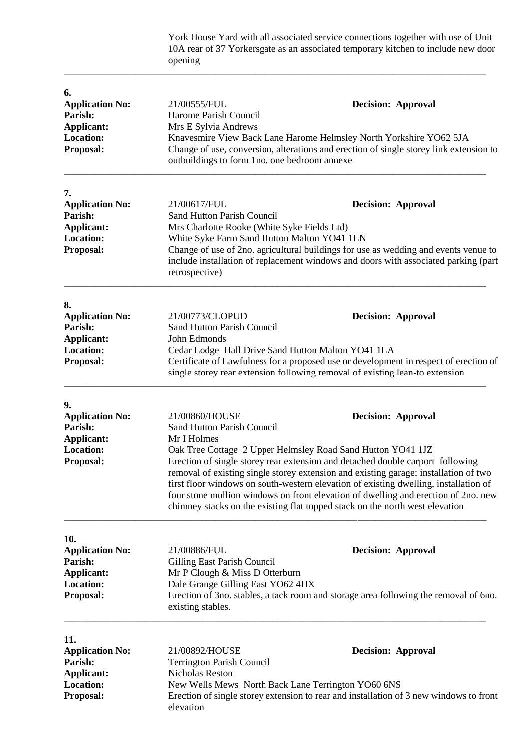York House Yard with all associated service connections together with use of Unit 10A rear of 37 Yorkersgate as an associated temporary kitchen to include new door opening

---

**6.**

| | | |
|---|---|---|
| **Application No:** | 21/00555/FUL | **Decision: Approval** |
| **Parish:** | Harome Parish Council | |
| **Applicant:** | Mrs E Sylvia Andrews | |
| **Location:** | Knavesmire View Back Lane Harome Helmsley North Yorkshire YO62 5JA | |
| **Proposal:** | Change of use, conversion, alterations and erection of single storey link extension to outbuildings to form 1no. one bedroom annexe | |

---

**7.**

| | | |
|---|---|---|
| **Application No:** | 21/00617/FUL | **Decision: Approval** |
| **Parish:** | Sand Hutton Parish Council | |
| **Applicant:** | Mrs Charlotte Rooke (White Syke Fields Ltd) | |
| **Location:** | White Syke Farm Sand Hutton Malton YO41 1LN | |
| **Proposal:** | Change of use of 2no. agricultural buildings for use as wedding and events venue to include installation of replacement windows and doors with associated parking (part retrospective) | |

---

**8.**

| | | |
|---|---|---|
| **Application No:** | 21/00773/CLOPUD | **Decision: Approval** |
| **Parish:** | Sand Hutton Parish Council | |
| **Applicant:** | John Edmonds | |
| **Location:** | Cedar Lodge Hall Drive Sand Hutton Malton YO41 1LA | |
| **Proposal:** | Certificate of Lawfulness for a proposed use or development in respect of erection of single storey rear extension following removal of existing lean-to extension | |

---

**9.**

| | | |
|---|---|---|
| **Application No:** | 21/00860/HOUSE | **Decision: Approval** |
| **Parish:** | Sand Hutton Parish Council | |
| **Applicant:** | Mr I Holmes | |
| **Location:** | Oak Tree Cottage 2 Upper Helmsley Road Sand Hutton YO41 1JZ | |
| **Proposal:** | Erection of single storey rear extension and detached double carport following removal of existing single storey extension and existing garage; installation of two first floor windows on south-western elevation of existing dwelling, installation of four stone mullion windows on front elevation of dwelling and erection of 2no. new chimney stacks on the existing flat topped stack on the north west elevation | |

---

**10.**

| | | |
|---|---|---|
| **Application No:** | 21/00886/FUL | **Decision: Approval** |
| **Parish:** | Gilling East Parish Council | |
| **Applicant:** | Mr P Clough & Miss D Otterburn | |
| **Location:** | Dale Grange Gilling East YO62 4HX | |
| **Proposal:** | Erection of 3no. stables, a tack room and storage area following the removal of 6no. existing stables. | |

---

**11.**

| | | |
|---|---|---|
| **Application No:** | 21/00892/HOUSE | **Decision: Approval** |
| **Parish:** | Terrington Parish Council | |
| **Applicant:** | Nicholas Reston | |
| **Location:** | New Wells Mews North Back Lane Terrington YO60 6NS | |
| **Proposal:** | Erection of single storey extension to rear and installation of 3 new windows to front elevation | |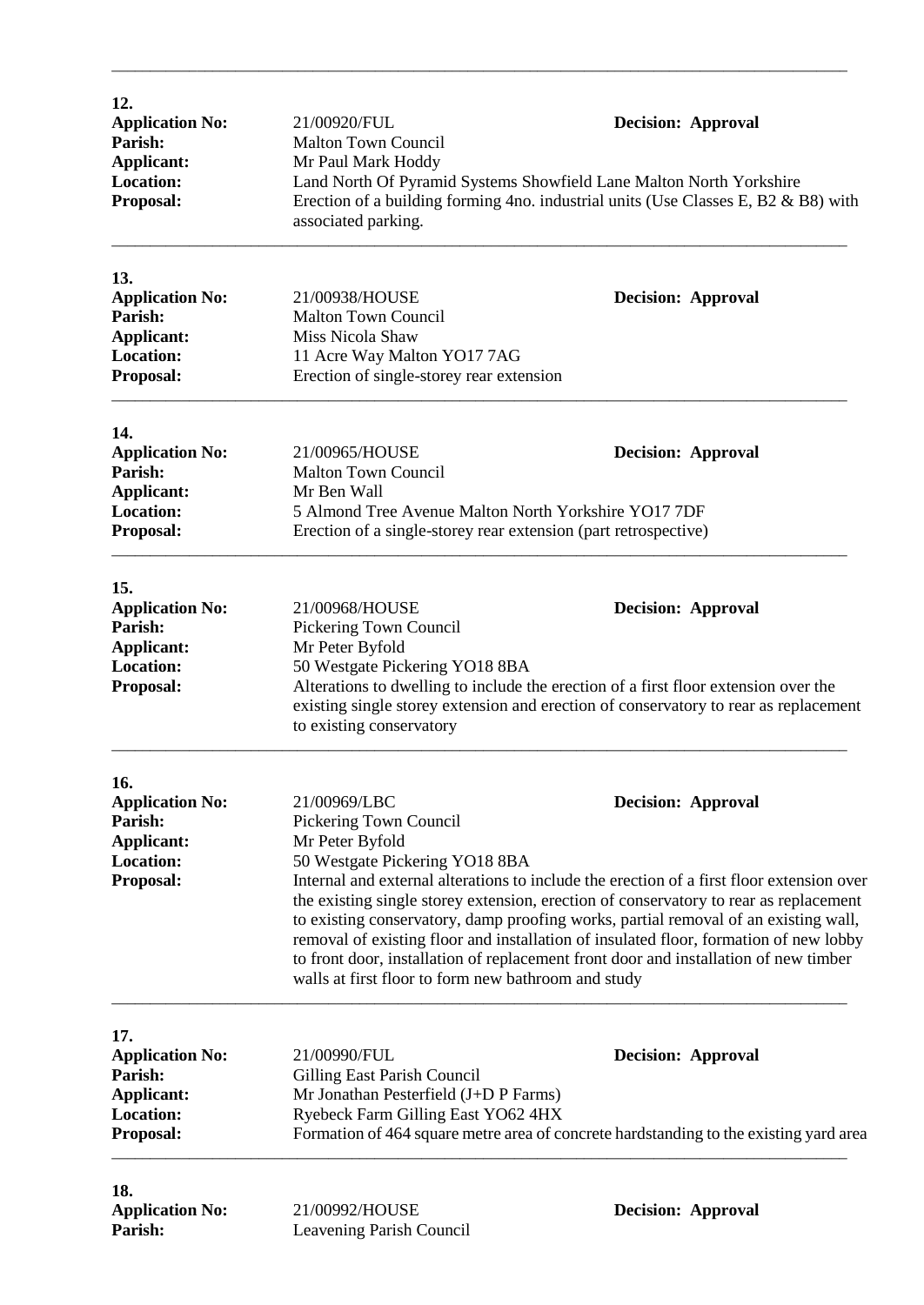**12.**

**Application No:** 21/00920/FUL **Decision: Approval**
**Parish:** Malton Town Council
**Applicant:** Mr Paul Mark Hoddy
**Location:** Land North Of Pyramid Systems Showfield Lane Malton North Yorkshire
**Proposal:** Erection of a building forming 4no. industrial units (Use Classes E, B2 & B8) with associated parking.

---

**13.**

**Application No:** 21/00938/HOUSE **Decision: Approval**
**Parish:** Malton Town Council
**Applicant:** Miss Nicola Shaw
**Location:** 11 Acre Way Malton YO17 7AG
**Proposal:** Erection of single-storey rear extension

---

**14.**

**Application No:** 21/00965/HOUSE **Decision: Approval**
**Parish:** Malton Town Council
**Applicant:** Mr Ben Wall
**Location:** 5 Almond Tree Avenue Malton North Yorkshire YO17 7DF
**Proposal:** Erection of a single-storey rear extension (part retrospective)

---

**15.**

**Application No:** 21/00968/HOUSE **Decision: Approval**
**Parish:** Pickering Town Council
**Applicant:** Mr Peter Byfold
**Location:** 50 Westgate Pickering YO18 8BA
**Proposal:** Alterations to dwelling to include the erection of a first floor extension over the existing single storey extension and erection of conservatory to rear as replacement to existing conservatory

---

**16.**

**Application No:** 21/00969/LBC **Decision: Approval**
**Parish:** Pickering Town Council
**Applicant:** Mr Peter Byfold
**Location:** 50 Westgate Pickering YO18 8BA
**Proposal:** Internal and external alterations to include the erection of a first floor extension over the existing single storey extension, erection of conservatory to rear as replacement to existing conservatory, damp proofing works, partial removal of an existing wall, removal of existing floor and installation of insulated floor, formation of new lobby to front door, installation of replacement front door and installation of new timber walls at first floor to form new bathroom and study

---

**17.**

**Application No:** 21/00990/FUL **Decision: Approval**
**Parish:** Gilling East Parish Council
**Applicant:** Mr Jonathan Pesterfield (J+D P Farms)
**Location:** Ryebeck Farm Gilling East YO62 4HX
**Proposal:** Formation of 464 square metre area of concrete hardstanding to the existing yard area

---

**18.**

**Application No:** 21/00992/HOUSE **Decision: Approval**
**Parish:** Leavening Parish Council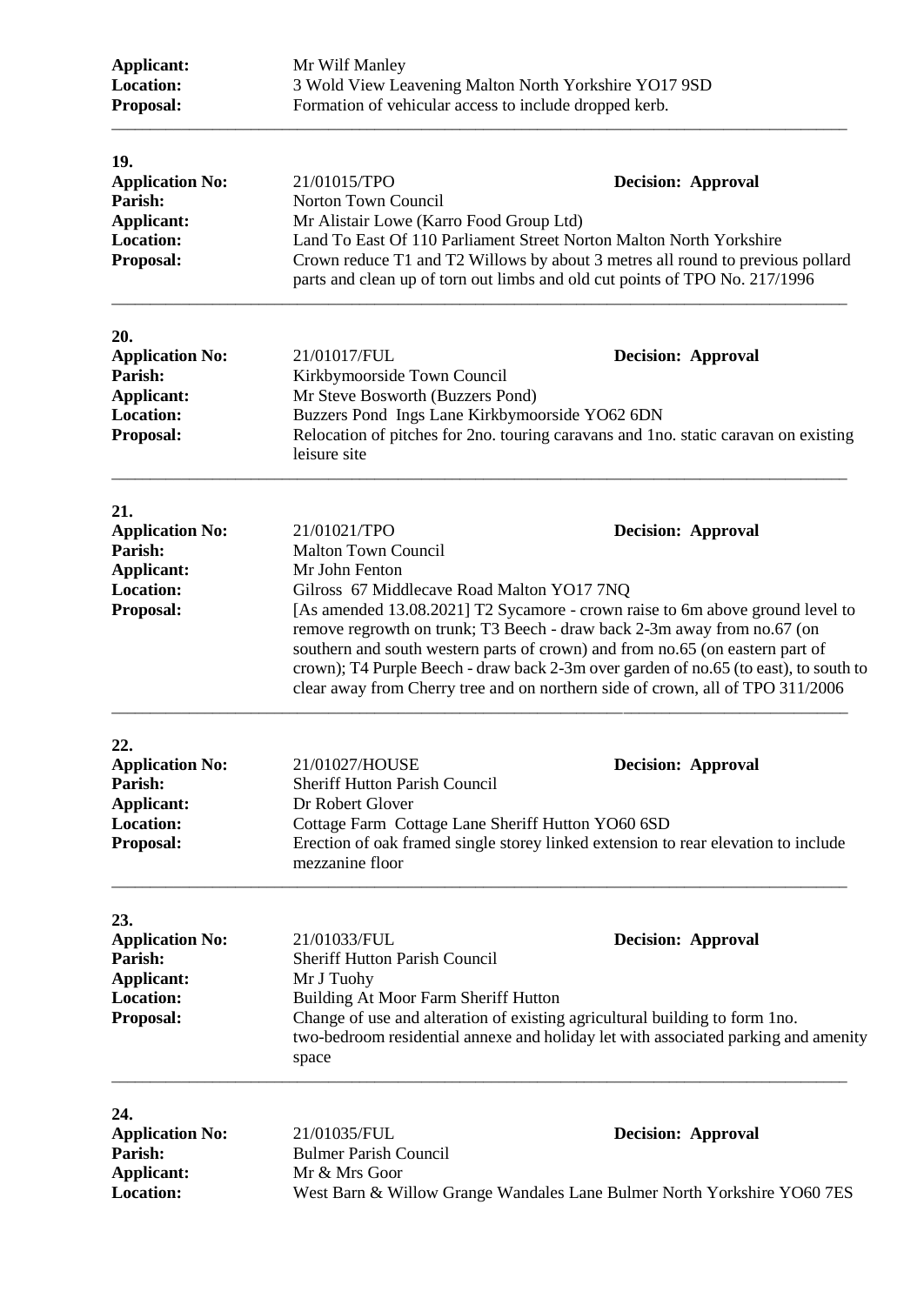**Applicant:** Mr Wilf Manley
**Location:** 3 Wold View Leavening Malton North Yorkshire YO17 9SD
**Proposal:** Formation of vehicular access to include dropped kerb.

---

**19.**
**Application No:** 21/01015/TPO **Decision: Approval**
**Parish:** Norton Town Council
**Applicant:** Mr Alistair Lowe (Karro Food Group Ltd)
**Location:** Land To East Of 110 Parliament Street Norton Malton North Yorkshire
**Proposal:** Crown reduce T1 and T2 Willows by about 3 metres all round to previous pollard parts and clean up of torn out limbs and old cut points of TPO No. 217/1996

---

**20.**
**Application No:** 21/01017/FUL **Decision: Approval**
**Parish:** Kirkbymoorside Town Council
**Applicant:** Mr Steve Bosworth (Buzzers Pond)
**Location:** Buzzers Pond Ings Lane Kirkbymoorside YO62 6DN
**Proposal:** Relocation of pitches for 2no. touring caravans and 1no. static caravan on existing leisure site

---

**21.**
**Application No:** 21/01021/TPO **Decision: Approval**
**Parish:** Malton Town Council
**Applicant:** Mr John Fenton
**Location:** Gilross 67 Middlecave Road Malton YO17 7NQ
**Proposal:** [As amended 13.08.2021] T2 Sycamore - crown raise to 6m above ground level to remove regrowth on trunk; T3 Beech - draw back 2-3m away from no.67 (on southern and south western parts of crown) and from no.65 (on eastern part of crown); T4 Purple Beech - draw back 2-3m over garden of no.65 (to east), to south to clear away from Cherry tree and on northern side of crown, all of TPO 311/2006

---

**22.**
**Application No:** 21/01027/HOUSE **Decision: Approval**
**Parish:** Sheriff Hutton Parish Council
**Applicant:** Dr Robert Glover
**Location:** Cottage Farm Cottage Lane Sheriff Hutton YO60 6SD
**Proposal:** Erection of oak framed single storey linked extension to rear elevation to include mezzanine floor

---

**23.**
**Application No:** 21/01033/FUL **Decision: Approval**
**Parish:** Sheriff Hutton Parish Council
**Applicant:** Mr J Tuohy
**Location:** Building At Moor Farm Sheriff Hutton
**Proposal:** Change of use and alteration of existing agricultural building to form 1no. two-bedroom residential annexe and holiday let with associated parking and amenity space

---

**24.**
**Application No:** 21/01035/FUL **Decision: Approval**
**Parish:** Bulmer Parish Council
**Applicant:** Mr & Mrs Goor
**Location:** West Barn & Willow Grange Wandales Lane Bulmer North Yorkshire YO60 7ES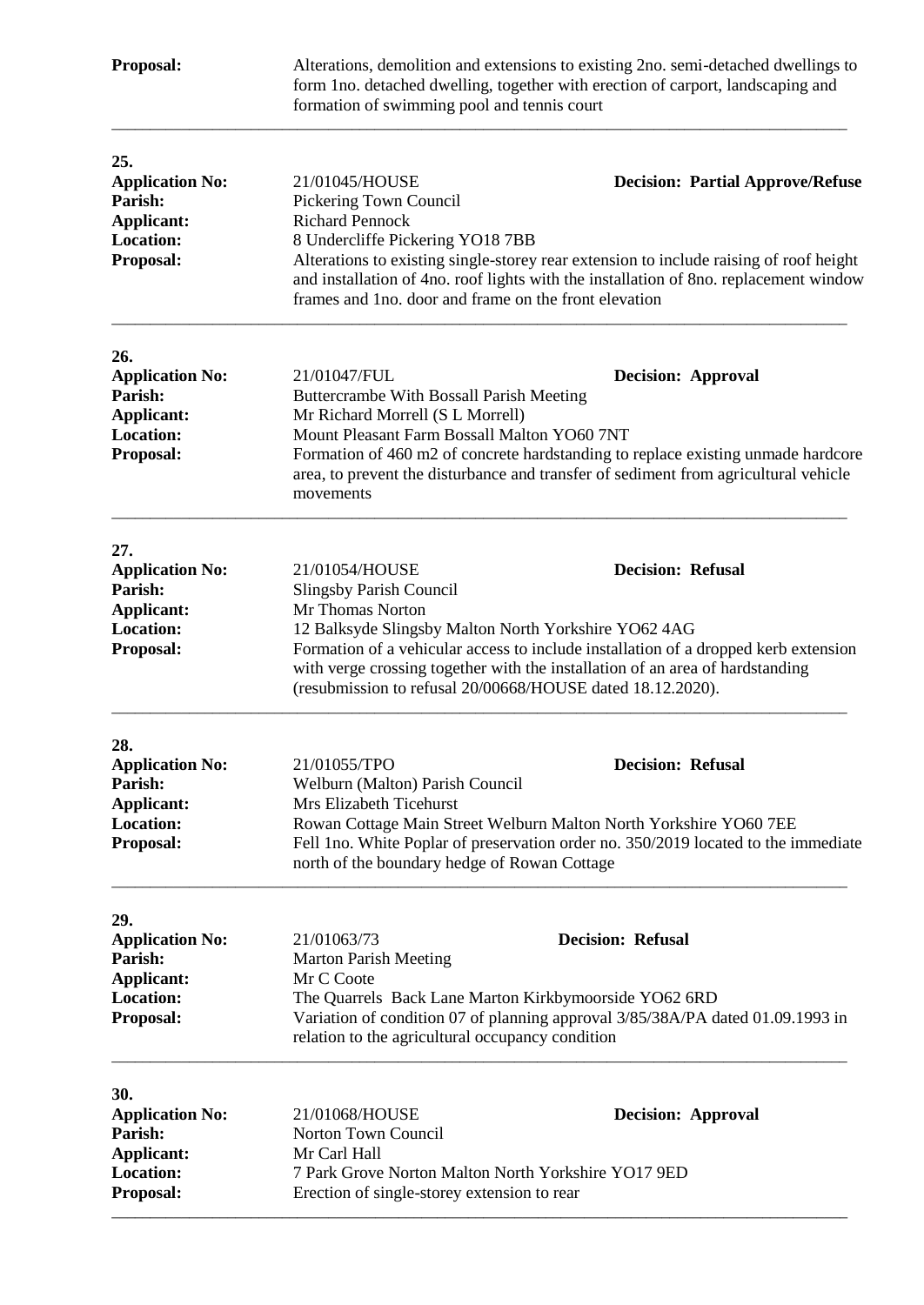**Proposal:** Alterations, demolition and extensions to existing 2no. semi-detached dwellings to form 1no. detached dwelling, together with erection of carport, landscaping and formation of swimming pool and tennis court

---

**25.**
**Application No:** 21/01045/HOUSE **Decision: Partial Approve/Refuse**
**Parish:** Pickering Town Council
**Applicant:** Richard Pennock
**Location:** 8 Undercliffe Pickering YO18 7BB
**Proposal:** Alterations to existing single-storey rear extension to include raising of roof height and installation of 4no. roof lights with the installation of 8no. replacement window frames and 1no. door and frame on the front elevation

---

**26.**
**Application No:** 21/01047/FUL **Decision: Approval**
**Parish:** Buttercrambe With Bossall Parish Meeting
**Applicant:** Mr Richard Morrell (S L Morrell)
**Location:** Mount Pleasant Farm Bossall Malton YO60 7NT
**Proposal:** Formation of 460 m2 of concrete hardstanding to replace existing unmade hardcore area, to prevent the disturbance and transfer of sediment from agricultural vehicle movements

---

**27.**
**Application No:** 21/01054/HOUSE **Decision: Refusal**
**Parish:** Slingsby Parish Council
**Applicant:** Mr Thomas Norton
**Location:** 12 Balksyde Slingsby Malton North Yorkshire YO62 4AG
**Proposal:** Formation of a vehicular access to include installation of a dropped kerb extension with verge crossing together with the installation of an area of hardstanding (resubmission to refusal 20/00668/HOUSE dated 18.12.2020).

---

**28.**
**Application No:** 21/01055/TPO **Decision: Refusal**
**Parish:** Welburn (Malton) Parish Council
**Applicant:** Mrs Elizabeth Ticehurst
**Location:** Rowan Cottage Main Street Welburn Malton North Yorkshire YO60 7EE
**Proposal:** Fell 1no. White Poplar of preservation order no. 350/2019 located to the immediate north of the boundary hedge of Rowan Cottage

---

**29.**
**Application No:** 21/01063/73 **Decision: Refusal**
**Parish:** Marton Parish Meeting
**Applicant:** Mr C Coote
**Location:** The Quarrels Back Lane Marton Kirkbymoorside YO62 6RD
**Proposal:** Variation of condition 07 of planning approval 3/85/38A/PA dated 01.09.1993 in relation to the agricultural occupancy condition

---

**30.**
**Application No:** 21/01068/HOUSE **Decision: Approval**
**Parish:** Norton Town Council
**Applicant:** Mr Carl Hall
**Location:** 7 Park Grove Norton Malton North Yorkshire YO17 9ED
**Proposal:** Erection of single-storey extension to rear

---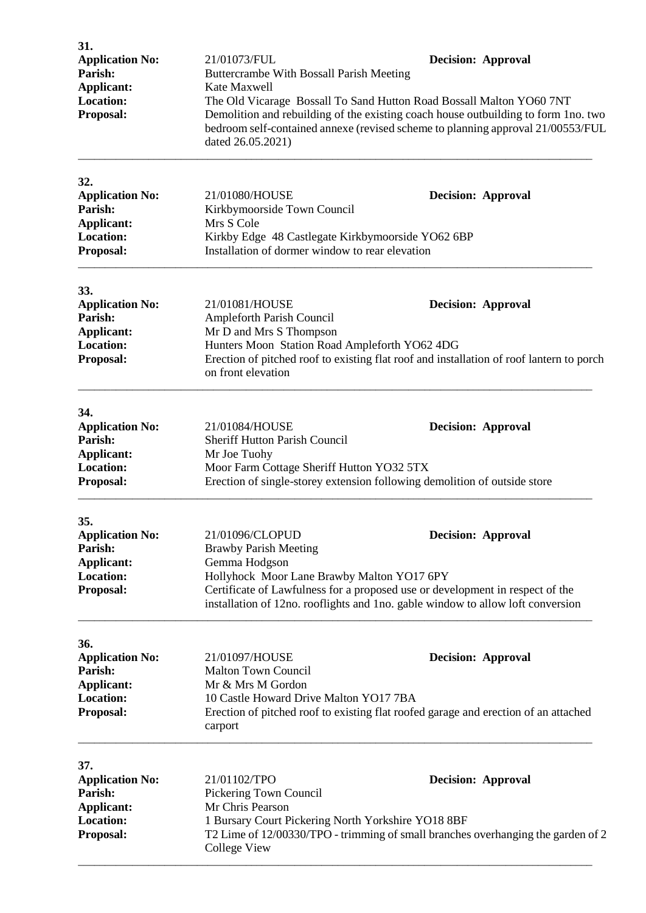**31.**

**Application No:** 21/01073/FUL **Decision: Approval**
**Parish:** Buttercrambe With Bossall Parish Meeting
**Applicant:** Kate Maxwell
**Location:** The Old Vicarage Bossall To Sand Hutton Road Bossall Malton YO60 7NT
**Proposal:** Demolition and rebuilding of the existing coach house outbuilding to form 1no. two bedroom self-contained annexe (revised scheme to planning approval 21/00553/FUL dated 26.05.2021)

---

**32.**

**Application No:** 21/01080/HOUSE **Decision: Approval**
**Parish:** Kirkbymoorside Town Council
**Applicant:** Mrs S Cole
**Location:** Kirkby Edge 48 Castlegate Kirkbymoorside YO62 6BP
**Proposal:** Installation of dormer window to rear elevation

---

**33.**

**Application No:** 21/01081/HOUSE **Decision: Approval**
**Parish:** Ampleforth Parish Council
**Applicant:** Mr D and Mrs S Thompson
**Location:** Hunters Moon Station Road Ampleforth YO62 4DG
**Proposal:** Erection of pitched roof to existing flat roof and installation of roof lantern to porch on front elevation

---

**34.**

**Application No:** 21/01084/HOUSE **Decision: Approval**
**Parish:** Sheriff Hutton Parish Council
**Applicant:** Mr Joe Tuohy
**Location:** Moor Farm Cottage Sheriff Hutton YO32 5TX
**Proposal:** Erection of single-storey extension following demolition of outside store

---

**35.**

**Application No:** 21/01096/CLOPUD **Decision: Approval**
**Parish:** Brawby Parish Meeting
**Applicant:** Gemma Hodgson
**Location:** Hollyhock Moor Lane Brawby Malton YO17 6PY
**Proposal:** Certificate of Lawfulness for a proposed use or development in respect of the installation of 12no. rooflights and 1no. gable window to allow loft conversion

---

**36.**

**Application No:** 21/01097/HOUSE **Decision: Approval**
**Parish:** Malton Town Council
**Applicant:** Mr & Mrs M Gordon
**Location:** 10 Castle Howard Drive Malton YO17 7BA
**Proposal:** Erection of pitched roof to existing flat roofed garage and erection of an attached carport

---

**37.**

**Application No:** 21/01102/TPO **Decision: Approval**
**Parish:** Pickering Town Council
**Applicant:** Mr Chris Pearson
**Location:** 1 Bursary Court Pickering North Yorkshire YO18 8BF
**Proposal:** T2 Lime of 12/00330/TPO - trimming of small branches overhanging the garden of 2 College View

---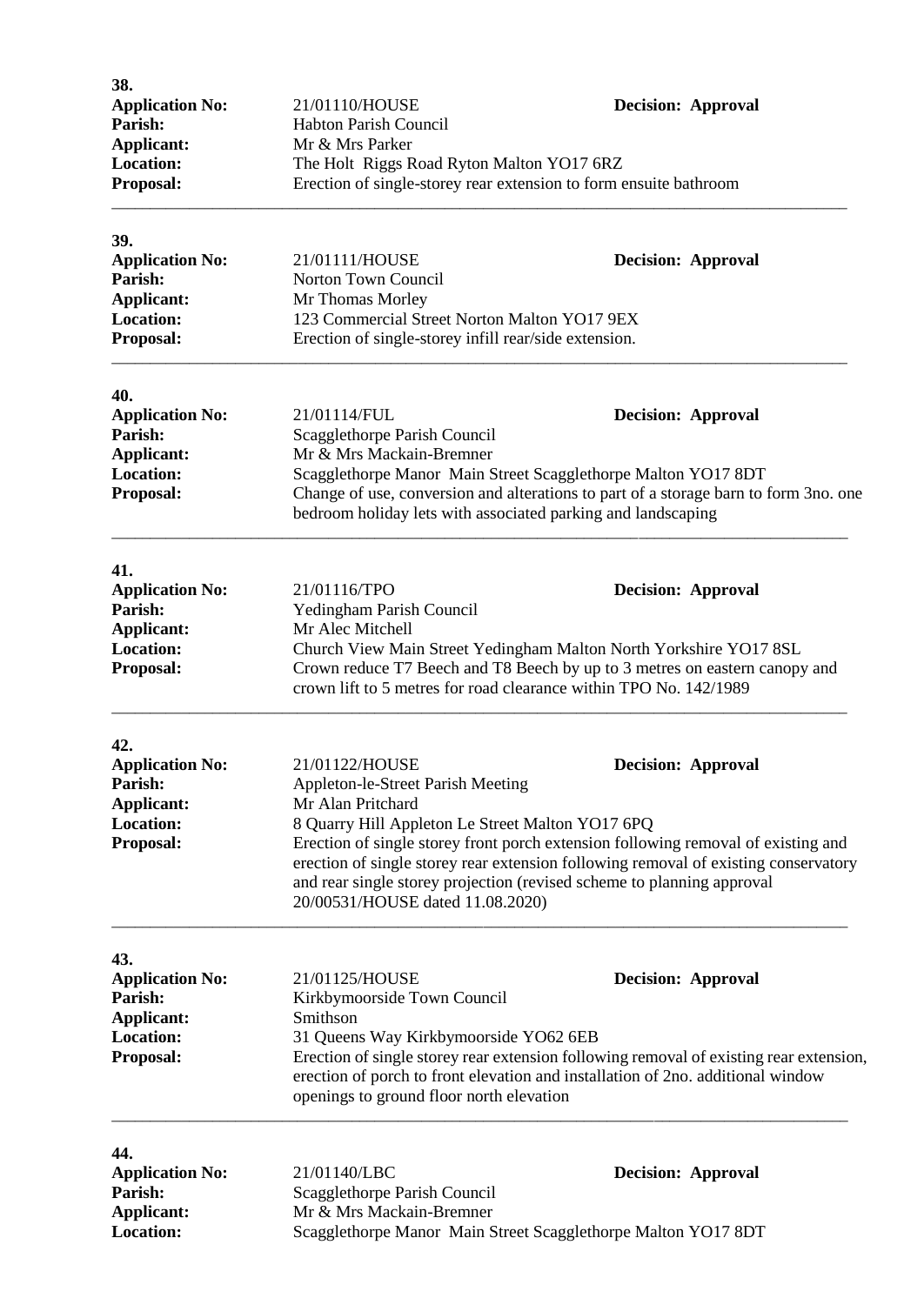**38.**

**Application No:** 21/01110/HOUSE **Decision: Approval**
**Parish:** Habton Parish Council
**Applicant:** Mr & Mrs Parker
**Location:** The Holt Riggs Road Ryton Malton YO17 6RZ
**Proposal:** Erection of single-storey rear extension to form ensuite bathroom

---

**39.**

**Application No:** 21/01111/HOUSE **Decision: Approval**
**Parish:** Norton Town Council
**Applicant:** Mr Thomas Morley
**Location:** 123 Commercial Street Norton Malton YO17 9EX
**Proposal:** Erection of single-storey infill rear/side extension.

---

**40.**

**Application No:** 21/01114/FUL **Decision: Approval**
**Parish:** Scagglethorpe Parish Council
**Applicant:** Mr & Mrs Mackain-Bremner
**Location:** Scagglethorpe Manor Main Street Scagglethorpe Malton YO17 8DT
**Proposal:** Change of use, conversion and alterations to part of a storage barn to form 3no. one bedroom holiday lets with associated parking and landscaping

---

**41.**

**Application No:** 21/01116/TPO **Decision: Approval**
**Parish:** Yedingham Parish Council
**Applicant:** Mr Alec Mitchell
**Location:** Church View Main Street Yedingham Malton North Yorkshire YO17 8SL
**Proposal:** Crown reduce T7 Beech and T8 Beech by up to 3 metres on eastern canopy and crown lift to 5 metres for road clearance within TPO No. 142/1989

---

**42.**

**Application No:** 21/01122/HOUSE **Decision: Approval**
**Parish:** Appleton-le-Street Parish Meeting
**Applicant:** Mr Alan Pritchard
**Location:** 8 Quarry Hill Appleton Le Street Malton YO17 6PQ
**Proposal:** Erection of single storey front porch extension following removal of existing and erection of single storey rear extension following removal of existing conservatory and rear single storey projection (revised scheme to planning approval 20/00531/HOUSE dated 11.08.2020)

---

**43.**

**Application No:** 21/01125/HOUSE **Decision: Approval**
**Parish:** Kirkbymoorside Town Council
**Applicant:** Smithson
**Location:** 31 Queens Way Kirkbymoorside YO62 6EB
**Proposal:** Erection of single storey rear extension following removal of existing rear extension, erection of porch to front elevation and installation of 2no. additional window openings to ground floor north elevation

---

**44.**

**Application No:** 21/01140/LBC **Decision: Approval**
**Parish:** Scagglethorpe Parish Council
**Applicant:** Mr & Mrs Mackain-Bremner
**Location:** Scagglethorpe Manor Main Street Scagglethorpe Malton YO17 8DT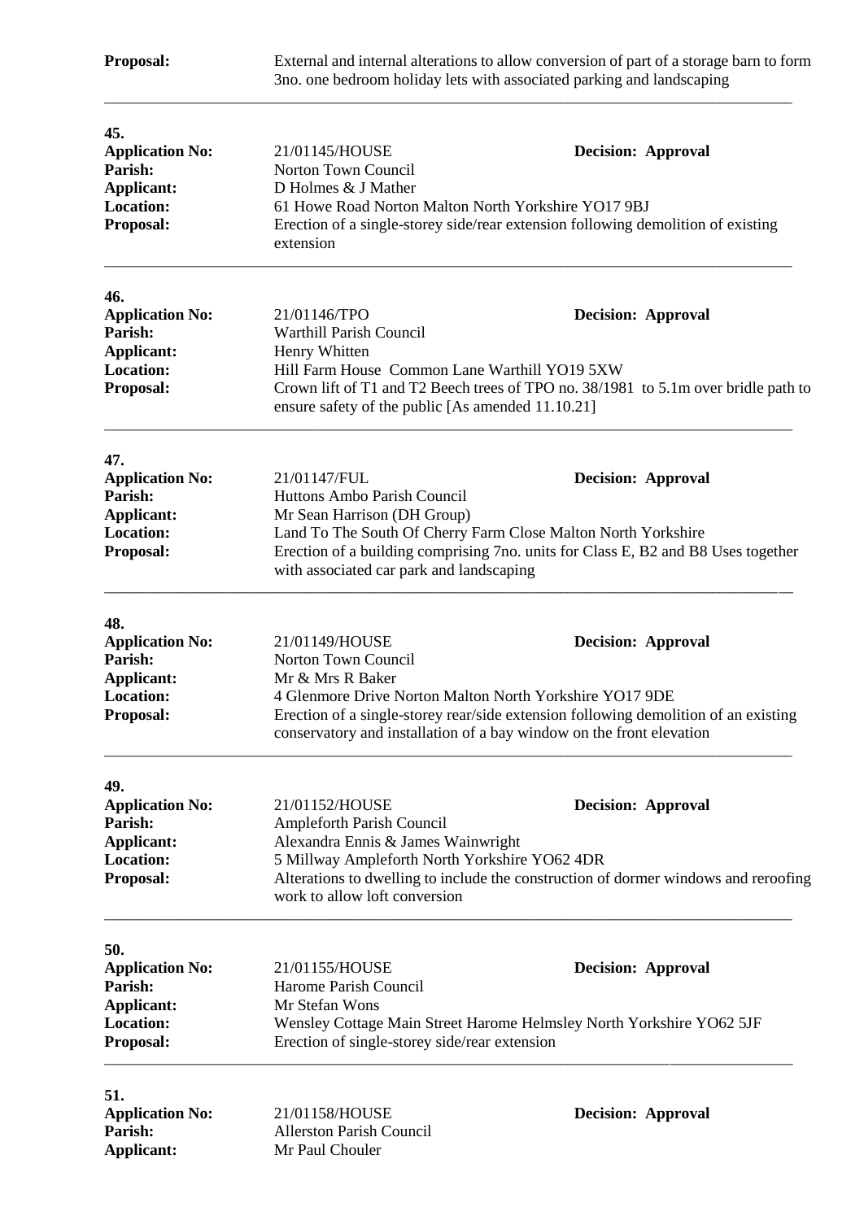**Proposal:** External and internal alterations to allow conversion of part of a storage barn to form 3no. one bedroom holiday lets with associated parking and landscaping

---

**45.**

**Application No:** 21/01145/HOUSE **Decision: Approval**
**Parish:** Norton Town Council
**Applicant:** D Holmes & J Mather
**Location:** 61 Howe Road Norton Malton North Yorkshire YO17 9BJ
**Proposal:** Erection of a single-storey side/rear extension following demolition of existing extension

---

**46.**

**Application No:** 21/01146/TPO **Decision: Approval**
**Parish:** Warthill Parish Council
**Applicant:** Henry Whitten
**Location:** Hill Farm House Common Lane Warthill YO19 5XW
**Proposal:** Crown lift of T1 and T2 Beech trees of TPO no. 38/1981 to 5.1m over bridle path to ensure safety of the public [As amended 11.10.21]

---

**47.**

**Application No:** 21/01147/FUL **Decision: Approval**
**Parish:** Huttons Ambo Parish Council
**Applicant:** Mr Sean Harrison (DH Group)
**Location:** Land To The South Of Cherry Farm Close Malton North Yorkshire
**Proposal:** Erection of a building comprising 7no. units for Class E, B2 and B8 Uses together with associated car park and landscaping

---

**48.**

**Application No:** 21/01149/HOUSE **Decision: Approval**
**Parish:** Norton Town Council
**Applicant:** Mr & Mrs R Baker
**Location:** 4 Glenmore Drive Norton Malton North Yorkshire YO17 9DE
**Proposal:** Erection of a single-storey rear/side extension following demolition of an existing conservatory and installation of a bay window on the front elevation

---

**49.**

**Application No:** 21/01152/HOUSE **Decision: Approval**
**Parish:** Ampleforth Parish Council
**Applicant:** Alexandra Ennis & James Wainwright
**Location:** 5 Millway Ampleforth North Yorkshire YO62 4DR
**Proposal:** Alterations to dwelling to include the construction of dormer windows and reroofing work to allow loft conversion

---

**50.**

**Application No:** 21/01155/HOUSE **Decision: Approval**
**Parish:** Harome Parish Council
**Applicant:** Mr Stefan Wons
**Location:** Wensley Cottage Main Street Harome Helmsley North Yorkshire YO62 5JF
**Proposal:** Erection of single-storey side/rear extension

---

**51.**

**Application No:** 21/01158/HOUSE **Decision: Approval**
**Parish:** Allerston Parish Council
**Applicant:** Mr Paul Chouler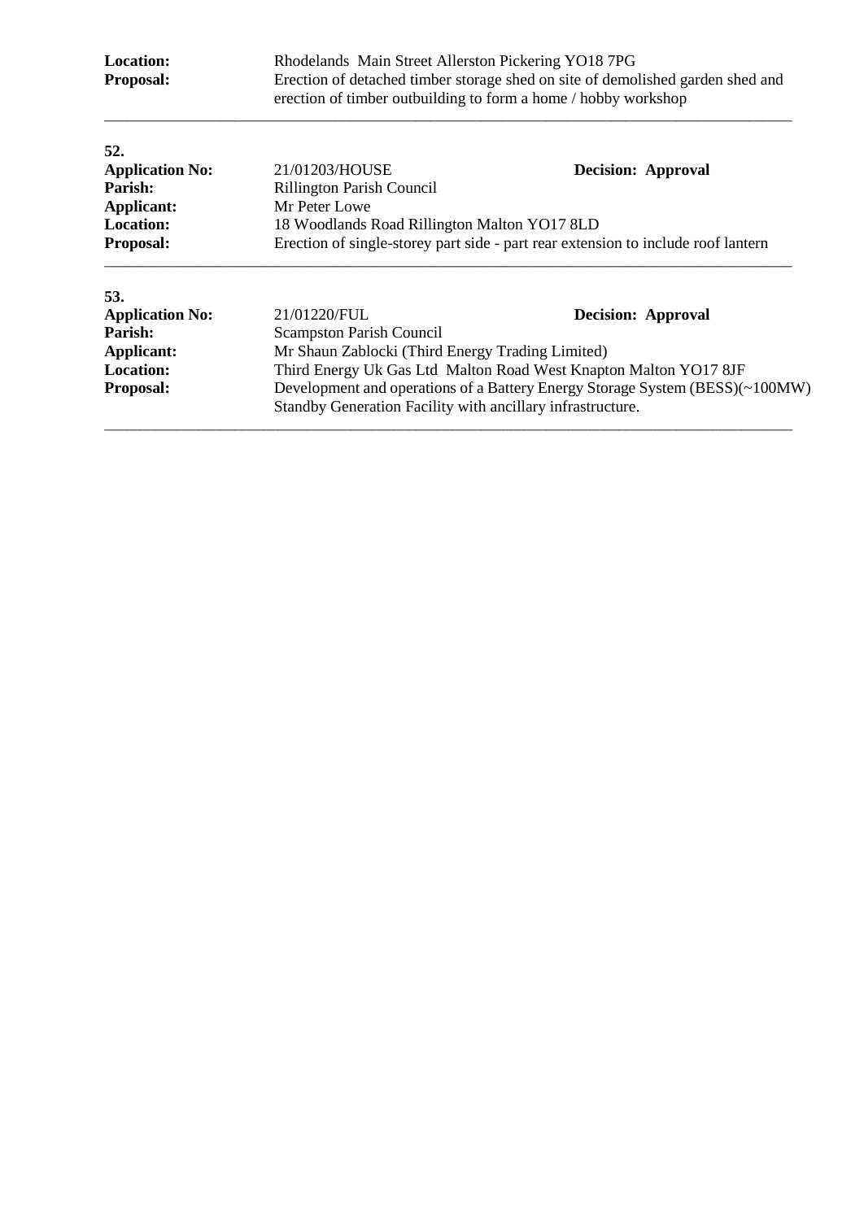**Location:** Rhodelands Main Street Allerston Pickering YO18 7PG
**Proposal:** Erection of detached timber storage shed on site of demolished garden shed and erection of timber outbuilding to form a home / hobby workshop

---

**52.**
**Application No:** 21/01203/HOUSE **Decision: Approval**
**Parish:** Rillington Parish Council
**Applicant:** Mr Peter Lowe
**Location:** 18 Woodlands Road Rillington Malton YO17 8LD
**Proposal:** Erection of single-storey part side - part rear extension to include roof lantern

---

**53.**
**Application No:** 21/01220/FUL **Decision: Approval**
**Parish:** Scampston Parish Council
**Applicant:** Mr Shaun Zablocki (Third Energy Trading Limited)
**Location:** Third Energy Uk Gas Ltd Malton Road West Knapton Malton YO17 8JF
**Proposal:** Development and operations of a Battery Energy Storage System (BESS)(~100MW) Standby Generation Facility with ancillary infrastructure.

---